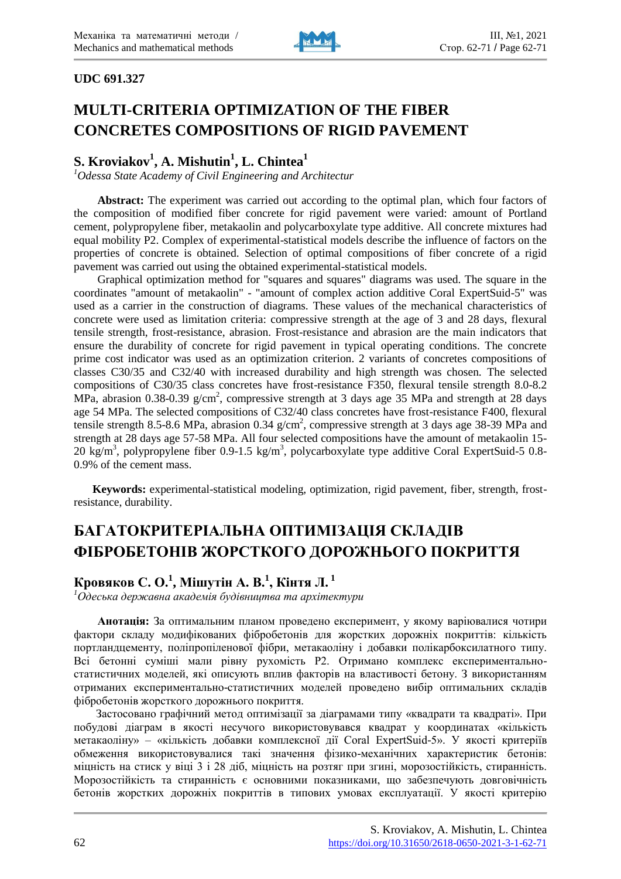**UDC 691.327**

# MULTI-CRITERIA OPTIMIZATION OF THE FIBER CONCRETES COMPOSITIONS OF RIGID PAVEMENT

## S. Kroviakov[1], A. Mishutin[1], L. Chintea[1]

*[1]Odessa State Academy of Civil Engineering and Architectur*

**Abstract:** The experiment was carried out according to the optimal plan, which four factors of the composition of modified fiber concrete for rigid pavement were varied: amount of Portland cement, polypropylene fiber, metakaolin and polycarboxylate type additive. All concrete mixtures had equal mobility P2. Complex of experimental-statistical models describe the influence of factors on the properties of concrete is obtained. Selection of optimal compositions of fiber concrete of a rigid pavement was carried out using the obtained experimental-statistical models.

Graphical optimization method for "squares and squares" diagrams was used. The square in the coordinates "amount of metakaolin" - "amount of complex action additive Coral ExpertSuid-5" was used as a carrier in the construction of diagrams. These values of the mechanical characteristics of concrete were used as limitation criteria: compressive strength at the age of 3 and 28 days, flexural tensile strength, frost-resistance, abrasion. Frost-resistance and abrasion are the main indicators that ensure the durability of concrete for rigid pavement in typical operating conditions. The concrete prime cost indicator was used as an optimization criterion. 2 variants of concretes compositions of classes C30/35 and C32/40 with increased durability and high strength was chosen. The selected compositions of C30/35 class concretes have frost-resistance F350, flexural tensile strength 8.0-8.2 MPa, abrasion 0.38-0.39 g/cm$^2$, compressive strength at 3 days age 35 MPa and strength at 28 days age 54 MPa. The selected compositions of C32/40 class concretes have frost-resistance F400, flexural tensile strength 8.5-8.6 MPa, abrasion 0.34 g/cm$^2$, compressive strength at 3 days age 38-39 MPa and strength at 28 days age 57-58 MPa. All four selected compositions have the amount of metakaolin 15-20 kg/m$^3$, polypropylene fiber 0.9-1.5 kg/m$^3$, polycarboxylate type additive Coral ExpertSuid-5 0.8-0.9% of the cement mass.

**Keywords:** experimental-statistical modeling, optimization, rigid pavement, fiber, strength, frost-resistance, durability.

# БАГАТОКРИТЕРІАЛЬНА ОПТИМІЗАЦІЯ СКЛАДІВ ФІБРОБЕТОНІВ ЖОРСТКОГО ДОРОЖНЬОГО ПОКРИТТЯ

## Кровяков С. О.[1], Мішутін А. В.[1], Кінтя Л.[1]

*[1]Одеська державна академія будівництва та архітектури*

**Анотація:** За оптимальним планом проведено експеримент, у якому варіювалися чотири фактори складу модифікованих фібробетонів для жорстких дорожніх покриттів: кількість портландцементу, поліпропіленової фібри, метакаоліну і добавки полікарбоксилатного типу. Всі бетонні суміші мали рівну рухомість Р2. Отримано комплекс експериментально-статистичних моделей, які описують вплив факторів на властивості бетону. З використанням отриманих експериментально-статистичних моделей проведено вибір оптимальних складів фібробетонів жорсткого дорожнього покриття.

Застосовано графічний метод оптимізації за діаграмами типу «квадрати та квадраті». При побудові діаграм в якості несучого використовувався квадрат у координатах «кількість метакаоліну» – «кількість добавки комплексної дії Coral ExpertSuid-5». У якості критеріїв обмеження використовувалися такі значення фізико-механічних характеристик бетонів: міцність на стиск у віці 3 і 28 діб, міцність на розтяг при згині, морозостійкість, стиранність. Морозостійкість та стиранність є основними показниками, що забезпечують довговічність бетонів жорстких дорожніх покриттів в типових умовах експлуатації. У якості критерію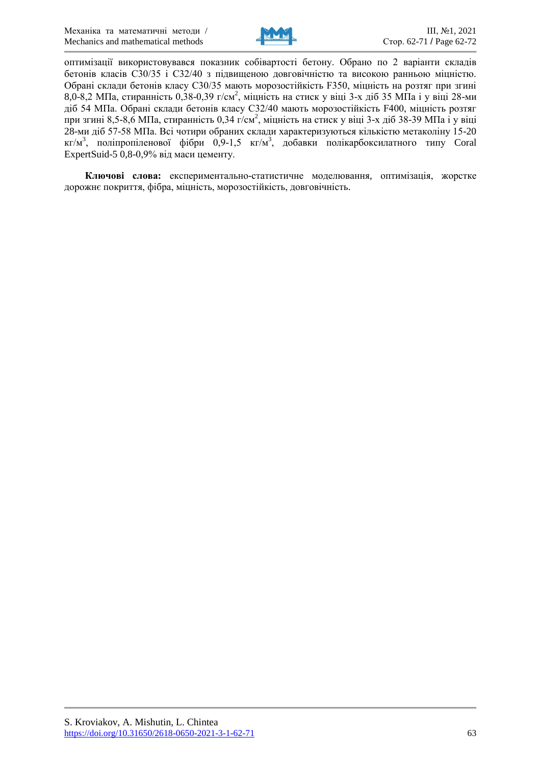оптимізації використовувався показник собівартості бетону. Обрано по 2 варіанти складів бетонів класів С30/35 і С32/40 з підвищеною довговічністю та високою ранньою міцністю. Обрані склади бетонів класу С30/35 мають морозостійкість F350, міцність на розтяг при згині 8,0-8,2 МПа, стиранність 0,38-0,39 г/см$^2$, міцність на стиск у віці 3-х діб 35 МПа і у віці 28-ми діб 54 МПа. Обрані склади бетонів класу С32/40 мають морозостійкість F400, міцність розтяг при згині 8,5-8,6 МПа, стиранність 0,34 г/см$^2$, міцність на стиск у віці 3-х діб 38-39 МПа і у віці 28-ми діб 57-58 МПа. Всі чотири обраних склади характеризуються кількістю метаколіну 15-20 кг/м$^3$, поліпропіленової фібри 0,9-1,5 кг/м$^3$, добавки полікарбоксилатного типу Coral ExpertSuid-5 0,8-0,9% від маси цементу.

**Ключові слова:** експериментально-статистичне моделювання, оптимізація, жорстке дорожнє покриття, фібра, міцність, морозостійкість, довговічність.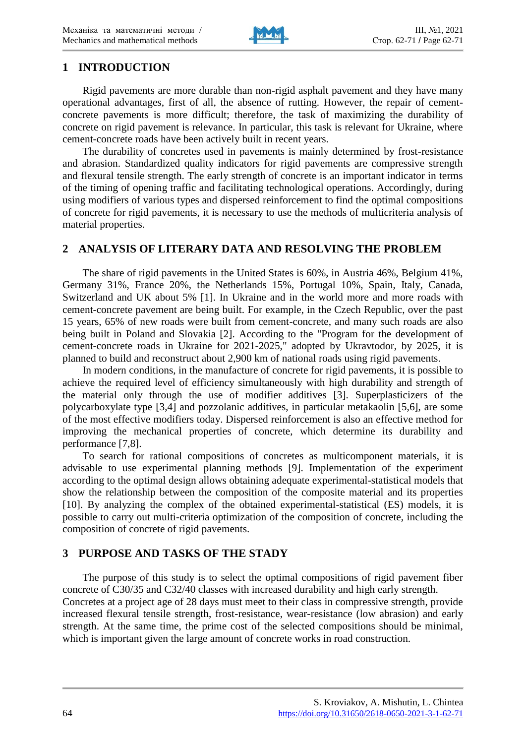## 1 INTRODUCTION

Rigid pavements are more durable than non-rigid asphalt pavement and they have many operational advantages, first of all, the absence of rutting. However, the repair of cement-concrete pavements is more difficult; therefore, the task of maximizing the durability of concrete on rigid pavement is relevance. In particular, this task is relevant for Ukraine, where cement-concrete roads have been actively built in recent years.

The durability of concretes used in pavements is mainly determined by frost-resistance and abrasion. Standardized quality indicators for rigid pavements are compressive strength and flexural tensile strength. The early strength of concrete is an important indicator in terms of the timing of opening traffic and facilitating technological operations. Accordingly, during using modifiers of various types and dispersed reinforcement to find the optimal compositions of concrete for rigid pavements, it is necessary to use the methods of multicriteria analysis of material properties.

## 2 ANALYSIS OF LITERARY DATA AND RESOLVING THE PROBLEM

The share of rigid pavements in the United States is 60%, in Austria 46%, Belgium 41%, Germany 31%, France 20%, the Netherlands 15%, Portugal 10%, Spain, Italy, Canada, Switzerland and UK about 5% [1]. In Ukraine and in the world more and more roads with cement-concrete pavement are being built. For example, in the Czech Republic, over the past 15 years, 65% of new roads were built from cement-concrete, and many such roads are also being built in Poland and Slovakia [2]. According to the "Program for the development of cement-concrete roads in Ukraine for 2021-2025," adopted by Ukravtodor, by 2025, it is planned to build and reconstruct about 2,900 km of national roads using rigid pavements.

In modern conditions, in the manufacture of concrete for rigid pavements, it is possible to achieve the required level of efficiency simultaneously with high durability and strength of the material only through the use of modifier additives [3]. Superplasticizers of the polycarboxylate type [3,4] and pozzolanic additives, in particular metakaolin [5,6], are some of the most effective modifiers today. Dispersed reinforcement is also an effective method for improving the mechanical properties of concrete, which determine its durability and performance [7,8].

To search for rational compositions of concretes as multicomponent materials, it is advisable to use experimental planning methods [9]. Implementation of the experiment according to the optimal design allows obtaining adequate experimental-statistical models that show the relationship between the composition of the composite material and its properties [10]. By analyzing the complex of the obtained experimental-statistical (ES) models, it is possible to carry out multi-criteria optimization of the composition of concrete, including the composition of concrete of rigid pavements.

## 3 PURPOSE AND TASKS OF THE STADY

The purpose of this study is to select the optimal compositions of rigid pavement fiber concrete of C30/35 and C32/40 classes with increased durability and high early strength.
Concretes at a project age of 28 days must meet to their class in compressive strength, provide increased flexural tensile strength, frost-resistance, wear-resistance (low abrasion) and early strength. At the same time, the prime cost of the selected compositions should be minimal, which is important given the large amount of concrete works in road construction.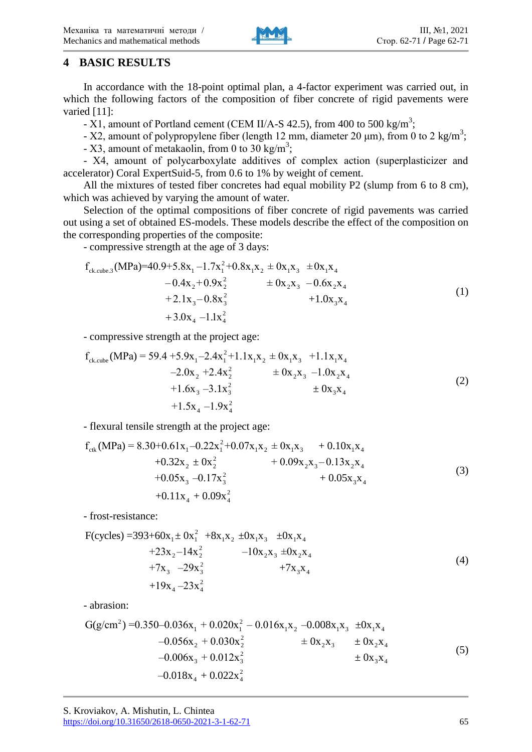## 4 BASIC RESULTS

In accordance with the 18-point optimal plan, a 4-factor experiment was carried out, in which the following factors of the composition of fiber concrete of rigid pavements were varied [11]:

- X1, amount of Portland cement (CEM II/A-S 42.5), from 400 to 500 kg/m$^3$;
- X2, amount of polypropylene fiber (length 12 mm, diameter 20 μm), from 0 to 2 kg/m$^3$;
- X3, amount of metakaolin, from 0 to 30 kg/m$^3$;
- X4, amount of polycarboxylate additives of complex action (superplasticizer and accelerator) Coral ExpertSuid-5, from 0.6 to 1% by weight of cement.

All the mixtures of tested fiber concretes had equal mobility P2 (slump from 6 to 8 cm), which was achieved by varying the amount of water.

Selection of the optimal compositions of fiber concrete of rigid pavements was carried out using a set of obtained ES-models. These models describe the effect of the composition on the corresponding properties of the composite:

- compressive strength at the age of 3 days:

$$
\begin{aligned}
f_{ck.cube.3}(\text{MPa}) = 40.9 &+ 5.8x_1 - 1.7x_1^2 + 0.8x_1x_2 \pm 0x_1x_3 \pm 0x_1x_4 \\
&- 0.4x_2 + 0.9x_2^2 \pm 0x_2x_3 - 0.6x_2x_4 \\
&+ 2.1x_3 - 0.8x_3^2 + 1.0x_3x_4 \\
&+ 3.0x_4 - 1.1x_4^2
\end{aligned} \tag{1}
$$

- compressive strength at the project age:

$$
\begin{aligned}
f_{ck.cube}(\text{MPa}) = 59.4 &+ 5.9x_1 - 2.4x_1^2 + 1.1x_1x_2 \pm 0x_1x_3 + 1.1x_1x_4 \\
&- 2.0x_2 + 2.4x_2^2 \pm 0x_2x_3 - 1.0x_2x_4 \\
&+ 1.6x_3 - 3.1x_3^2 \pm 0x_3x_4 \\
&+ 1.5x_4 - 1.9x_4^2
\end{aligned} \tag{2}
$$

- flexural tensile strength at the project age:

$$
\begin{aligned}
f_{ctk}(\text{MPa}) = 8.30 &+ 0.61x_1 - 0.22x_1^2 + 0.07x_1x_2 \pm 0x_1x_3 + 0.10x_1x_4 \\
&+ 0.32x_2 \pm 0x_2^2 + 0.09x_2x_3 - 0.13x_2x_4 \\
&+ 0.05x_3 - 0.17x_3^2 + 0.05x_3x_4 \\
&+ 0.11x_4 + 0.09x_4^2
\end{aligned} \tag{3}
$$

- frost-resistance:

$$
\begin{aligned}
F(\text{cycles}) = 393 &+ 60x_1 \pm 0x_1^2 + 8x_1x_2 \pm 0x_1x_3 \pm 0x_1x_4 \\
&+ 23x_2 - 14x_2^2 - 10x_2x_3 \pm 0x_2x_4 \\
&+ 7x_3 - 29x_3^2 + 7x_3x_4 \\
&+ 19x_4 - 23x_4^2
\end{aligned} \tag{4}
$$

- abrasion:

$$
\begin{aligned}
G(\text{g/cm}^2) = 0.350 &- 0.036x_1 + 0.020x_1^2 - 0.016x_1x_2 - 0.008x_1x_3 \pm 0x_1x_4 \\
&- 0.056x_2 + 0.030x_2^2 \pm 0x_2x_3 \pm 0x_2x_4 \\
&- 0.006x_3 + 0.012x_3^2 \pm 0x_3x_4 \\
&- 0.018x_4 + 0.022x_4^2
\end{aligned} \tag{5}
$$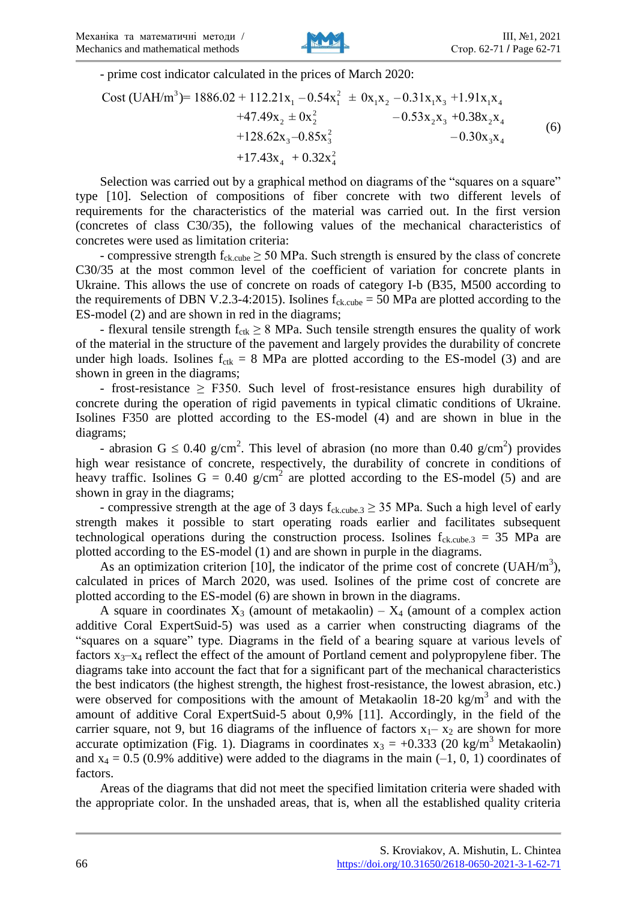- prime cost indicator calculated in the prices of March 2020:

$$
\begin{aligned}
\text{Cost (UAH/m}^3\text{)} = 1886.02 &+ 112.21x_1 - 0.54x_1^2 \pm 0x_1x_2 - 0.31x_1x_3 + 1.91x_1x_4 \\
&+ 47.49x_2 \pm 0x_2^2 \qquad\qquad - 0.53x_2x_3 + 0.38x_2x_4 \\
&+ 128.62x_3 - 0.85x_3^2 \qquad\qquad\qquad\quad - 0.30x_3x_4 \\
&+ 17.43x_4 + 0.32x_4^2
\end{aligned} \tag{6}
$$

Selection was carried out by a graphical method on diagrams of the "squares on a square" type [10]. Selection of compositions of fiber concrete with two different levels of requirements for the characteristics of the material was carried out. In the first version (concretes of class C30/35), the following values of the mechanical characteristics of concretes were used as limitation criteria:

- compressive strength $f_{ck.cube} \geq 50$ MPa. Such strength is ensured by the class of concrete C30/35 at the most common level of the coefficient of variation for concrete plants in Ukraine. This allows the use of concrete on roads of category I-b (B35, M500 according to the requirements of DBN V.2.3-4:2015). Isolines $f_{ck.cube} = 50$ MPa are plotted according to the ES-model (2) and are shown in red in the diagrams;

- flexural tensile strength $f_{ctk} \geq 8$ MPa. Such tensile strength ensures the quality of work of the material in the structure of the pavement and largely provides the durability of concrete under high loads. Isolines $f_{ctk} = 8$ MPa are plotted according to the ES-model (3) and are shown in green in the diagrams;

- frost-resistance $\geq$ F350. Such level of frost-resistance ensures high durability of concrete during the operation of rigid pavements in typical climatic conditions of Ukraine. Isolines F350 are plotted according to the ES-model (4) and are shown in blue in the diagrams;

- abrasion $G \leq 0.40$ g/cm$^2$. This level of abrasion (no more than 0.40 g/cm$^2$) provides high wear resistance of concrete, respectively, the durability of concrete in conditions of heavy traffic. Isolines $G = 0.40$ g/cm$^2$ are plotted according to the ES-model (5) and are shown in gray in the diagrams;

- compressive strength at the age of 3 days $f_{ck.cube.3} \geq 35$ MPa. Such a high level of early strength makes it possible to start operating roads earlier and facilitates subsequent technological operations during the construction process. Isolines $f_{ck.cube.3} = 35$ MPa are plotted according to the ES-model (1) and are shown in purple in the diagrams.

As an optimization criterion [10], the indicator of the prime cost of concrete (UAH/m$^3$), calculated in prices of March 2020, was used. Isolines of the prime cost of concrete are plotted according to the ES-model (6) are shown in brown in the diagrams.

A square in coordinates $X_3$ (amount of metakaolin) – $X_4$ (amount of a complex action additive Coral ExpertSuid-5) was used as a carrier when constructing diagrams of the "squares on a square" type. Diagrams in the field of a bearing square at various levels of factors $x_3$–$x_4$ reflect the effect of the amount of Portland cement and polypropylene fiber. The diagrams take into account the fact that for a significant part of the mechanical characteristics the best indicators (the highest strength, the highest frost-resistance, the lowest abrasion, etc.) were observed for compositions with the amount of Metakaolin 18-20 kg/m$^3$ and with the amount of additive Coral ExpertSuid-5 about 0,9% [11]. Accordingly, in the field of the carrier square, not 9, but 16 diagrams of the influence of factors $x_1$– $x_2$ are shown for more accurate optimization (Fig. 1). Diagrams in coordinates $x_3 = +0.333$ (20 kg/m$^3$ Metakaolin) and $x_4 = 0.5$ (0.9% additive) were added to the diagrams in the main (–1, 0, 1) coordinates of factors.

Areas of the diagrams that did not meet the specified limitation criteria were shaded with the appropriate color. In the unshaded areas, that is, when all the established quality criteria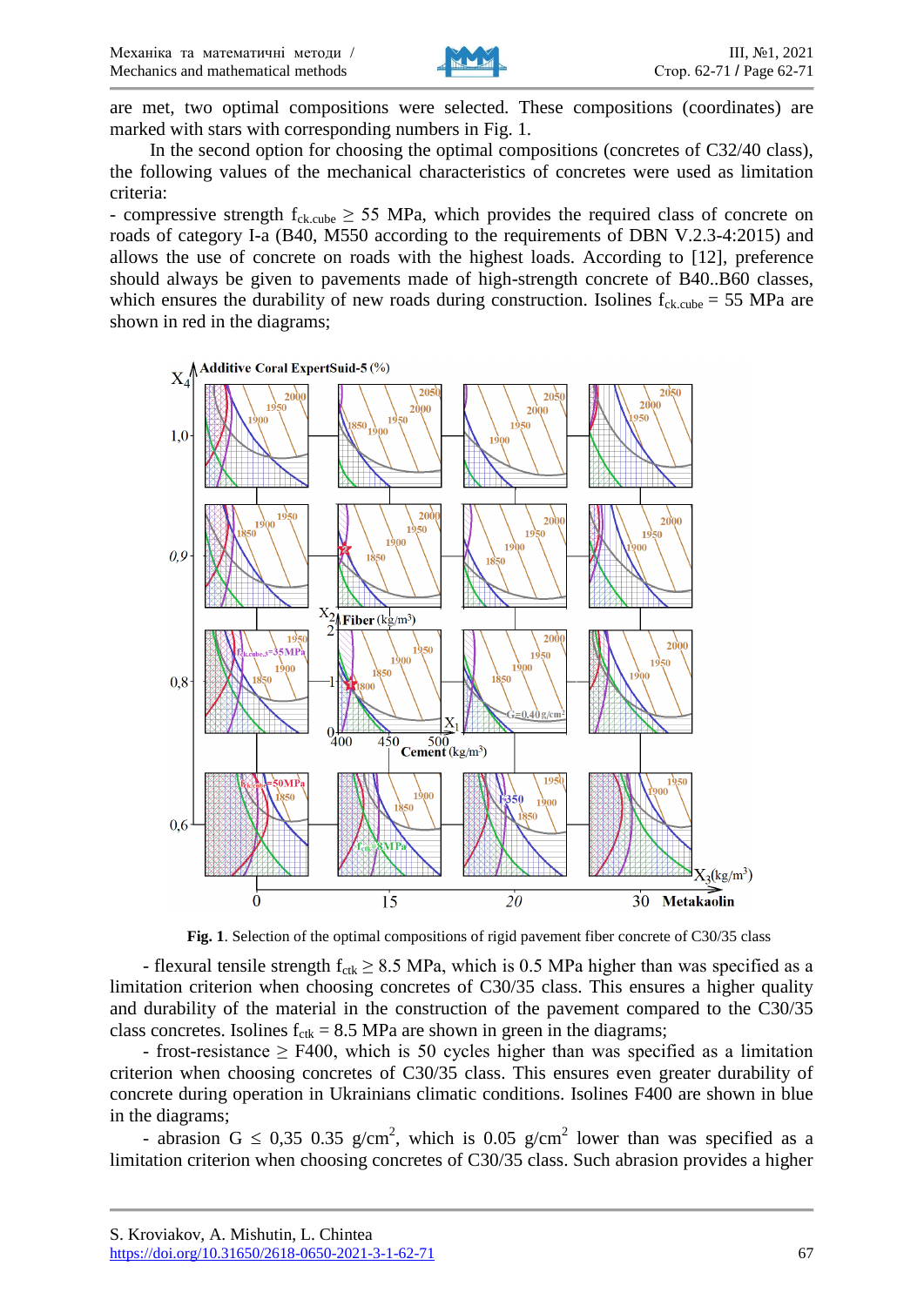are met, two optimal compositions were selected. These compositions (coordinates) are marked with stars with corresponding numbers in Fig. 1.

In the second option for choosing the optimal compositions (concretes of C32/40 class), the following values of the mechanical characteristics of concretes were used as limitation criteria:

- compressive strength $f_{ck.cube} \geq 55$ MPa, which provides the required class of concrete on roads of category I-a (B40, M550 according to the requirements of DBN V.2.3-4:2015) and allows the use of concrete on roads with the highest loads. According to [12], preference should always be given to pavements made of high-strength concrete of B40..B60 classes, which ensures the durability of new roads during construction. Isolines $f_{ck.cube} = 55$ MPa are shown in red in the diagrams;

**Fig. 1**. Selection of the optimal compositions of rigid pavement fiber concrete of C30/35 class

- flexural tensile strength $f_{ctk} \geq 8.5$ MPa, which is 0.5 MPa higher than was specified as a limitation criterion when choosing concretes of C30/35 class. This ensures a higher quality and durability of the material in the construction of the pavement compared to the C30/35 class concretes. Isolines $f_{ctk} = 8.5$ MPa are shown in green in the diagrams;

- frost-resistance $\geq$ F400, which is 50 cycles higher than was specified as a limitation criterion when choosing concretes of C30/35 class. This ensures even greater durability of concrete during operation in Ukrainians climatic conditions. Isolines F400 are shown in blue in the diagrams;

- abrasion G $\leq$ 0,35 0.35 g/cm$^2$, which is 0.05 g/cm$^2$ lower than was specified as a limitation criterion when choosing concretes of C30/35 class. Such abrasion provides a higher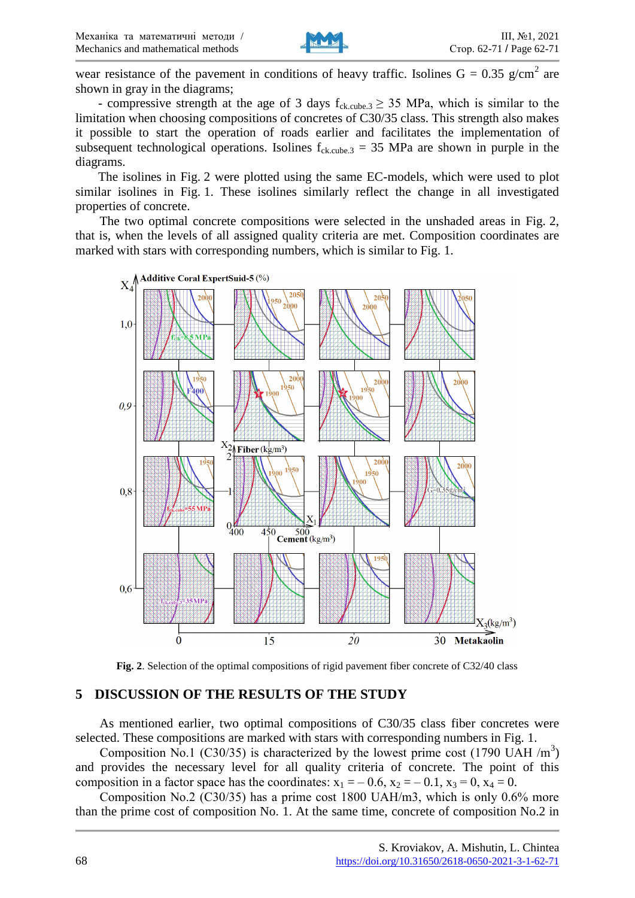wear resistance of the pavement in conditions of heavy traffic. Isolines G = 0.35 g/cm$^2$ are shown in gray in the diagrams;

- compressive strength at the age of 3 days $f_{ck.cube.3} \geq 35$ MPa, which is similar to the limitation when choosing compositions of concretes of C30/35 class. This strength also makes it possible to start the operation of roads earlier and facilitates the implementation of subsequent technological operations. Isolines $f_{ck.cube.3}$ = 35 MPa are shown in purple in the diagrams.

The isolines in Fig. 2 were plotted using the same EC-models, which were used to plot similar isolines in Fig. 1. These isolines similarly reflect the change in all investigated properties of concrete.

The two optimal concrete compositions were selected in the unshaded areas in Fig. 2, that is, when the levels of all assigned quality criteria are met. Composition coordinates are marked with stars with corresponding numbers, which is similar to Fig. 1.

**Fig. 2**. Selection of the optimal compositions of rigid pavement fiber concrete of C32/40 class

## 5 DISCUSSION OF THE RESULTS OF THE STUDY

As mentioned earlier, two optimal compositions of C30/35 class fiber concretes were selected. These compositions are marked with stars with corresponding numbers in Fig. 1.

Composition No.1 (C30/35) is characterized by the lowest prime cost (1790 UAH /m$^3$) and provides the necessary level for all quality criteria of concrete. The point of this composition in a factor space has the coordinates: $x_1 = -0.6$, $x_2 = -0.1$, $x_3 = 0$, $x_4 = 0$.

Composition No.2 (C30/35) has a prime cost 1800 UAH/m3, which is only 0.6% more than the prime cost of composition No. 1. At the same time, concrete of composition No.2 in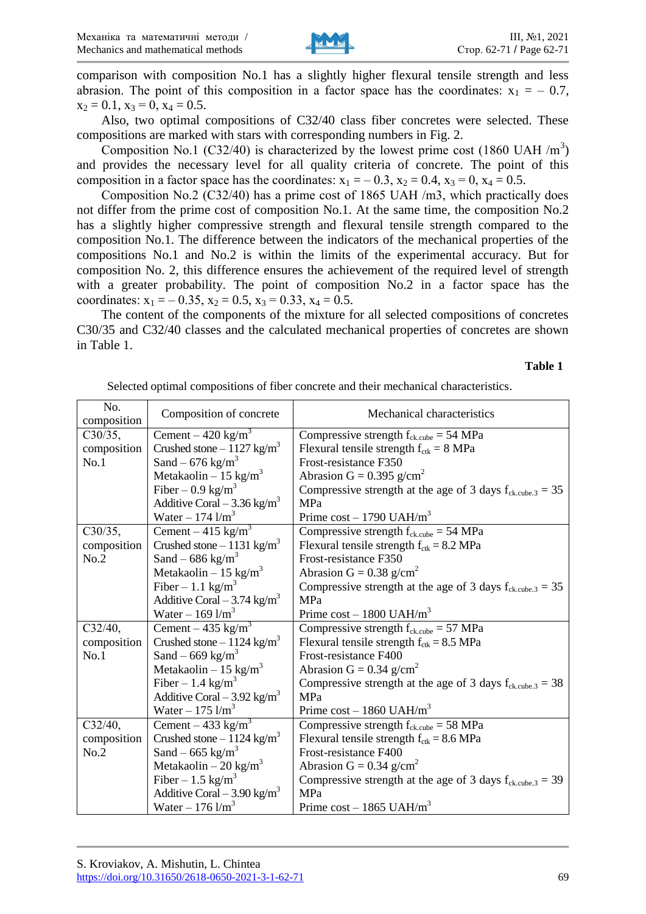comparison with composition No.1 has a slightly higher flexural tensile strength and less abrasion. The point of this composition in a factor space has the coordinates: $x_1 = -0.7$, $x_2 = 0.1$, $x_3 = 0$, $x_4 = 0.5$.

Also, two optimal compositions of C32/40 class fiber concretes were selected. These compositions are marked with stars with corresponding numbers in Fig. 2.

Composition No.1 (C32/40) is characterized by the lowest prime cost (1860 UAH /m$^3$) and provides the necessary level for all quality criteria of concrete. The point of this composition in a factor space has the coordinates: $x_1 = -0.3$, $x_2 = 0.4$, $x_3 = 0$, $x_4 = 0.5$.

Composition No.2 (C32/40) has a prime cost of 1865 UAH /m3, which practically does not differ from the prime cost of composition No.1. At the same time, the composition No.2 has a slightly higher compressive strength and flexural tensile strength compared to the composition No.1. The difference between the indicators of the mechanical properties of the compositions No.1 and No.2 is within the limits of the experimental accuracy. But for composition No. 2, this difference ensures the achievement of the required level of strength with a greater probability. The point of composition No.2 in a factor space has the coordinates: $x_1 = -0.35$, $x_2 = 0.5$, $x_3 = 0.33$, $x_4 = 0.5$.

The content of the components of the mixture for all selected compositions of concretes C30/35 and C32/40 classes and the calculated mechanical properties of concretes are shown in Table 1.

**Table 1**

Selected optimal compositions of fiber concrete and their mechanical characteristics.

| No. composition | Composition of concrete | Mechanical characteristics |
|---|---|---|
| C30/35, composition No.1 | Cement – 420 kg/m$^3$<br>Crushed stone – 1127 kg/m$^3$<br>Sand – 676 kg/m$^3$<br>Metakaolin – 15 kg/m$^3$<br>Fiber – 0.9 kg/m$^3$<br>Additive Coral – 3.36 kg/m$^3$<br>Water – 174 l/m$^3$ | Compressive strength $f_{ck.cube}$ = 54 MPa<br>Flexural tensile strength $f_{ctk}$ = 8 MPa<br>Frost-resistance F350<br>Abrasion G = 0.395 g/cm$^2$<br>Compressive strength at the age of 3 days $f_{ck.cube.3}$ = 35 MPa<br>Prime cost – 1790 UAH/m$^3$ |
| C30/35, composition No.2 | Cement – 415 kg/m$^3$<br>Crushed stone – 1131 kg/m$^3$<br>Sand – 686 kg/m$^3$<br>Metakaolin – 15 kg/m$^3$<br>Fiber – 1.1 kg/m$^3$<br>Additive Coral – 3.74 kg/m$^3$<br>Water – 169 l/m$^3$ | Compressive strength $f_{ck.cube}$ = 54 MPa<br>Flexural tensile strength $f_{ctk}$ = 8.2 MPa<br>Frost-resistance F350<br>Abrasion G = 0.38 g/cm$^2$<br>Compressive strength at the age of 3 days $f_{ck.cube.3}$ = 35 MPa<br>Prime cost – 1800 UAH/m$^3$ |
| C32/40, composition No.1 | Cement – 435 kg/m$^3$<br>Crushed stone – 1124 kg/m$^3$<br>Sand – 669 kg/m$^3$<br>Metakaolin – 15 kg/m$^3$<br>Fiber – 1.4 kg/m$^3$<br>Additive Coral – 3.92 kg/m$^3$<br>Water – 175 l/m$^3$ | Compressive strength $f_{ck.cube}$ = 57 MPa<br>Flexural tensile strength $f_{ctk}$ = 8.5 MPa<br>Frost-resistance F400<br>Abrasion G = 0.34 g/cm$^2$<br>Compressive strength at the age of 3 days $f_{ck.cube.3}$ = 38 MPa<br>Prime cost – 1860 UAH/m$^3$ |
| C32/40, composition No.2 | Cement – 433 kg/m$^3$<br>Crushed stone – 1124 kg/m$^3$<br>Sand – 665 kg/m$^3$<br>Metakaolin – 20 kg/m$^3$<br>Fiber – 1.5 kg/m$^3$<br>Additive Coral – 3.90 kg/m$^3$<br>Water – 176 l/m$^3$ | Compressive strength $f_{ck.cube}$ = 58 MPa<br>Flexural tensile strength $f_{ctk}$ = 8.6 MPa<br>Frost-resistance F400<br>Abrasion G = 0.34 g/cm$^2$<br>Compressive strength at the age of 3 days $f_{ck.cube.3}$ = 39 MPa<br>Prime cost – 1865 UAH/m$^3$ |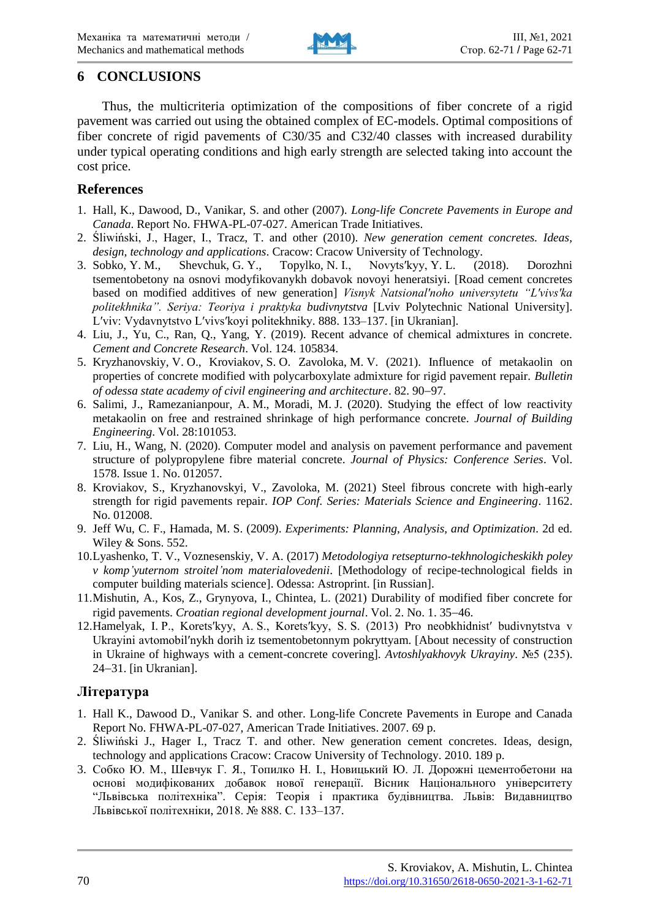## 6 CONCLUSIONS

Thus, the multicriteria optimization of the compositions of fiber concrete of a rigid pavement was carried out using the obtained complex of EC-models. Optimal compositions of fiber concrete of rigid pavements of C30/35 and C32/40 classes with increased durability under typical operating conditions and high early strength are selected taking into account the cost price.

## References

1. Hall, K., Dawood, D., Vanikar, S. and other (2007). *Long-life Concrete Pavements in Europe and Canada*. Report No. FHWA-PL-07-027. American Trade Initiatives.
2. Śliwiński, J., Hager, I., Tracz, T. and other (2010). *New generation cement concretes. Ideas, design, technology and applications*. Cracow: Cracow University of Technology.
3. Sobko, Y. M., Shevchuk, G. Y., Topylko, N. I., Novyts′kyy, Y. L. (2018). Dorozhni tsementobetony na osnovi modyfikovanykh dobavok novoyi heneratsiyi. [Road cement concretes based on modified additives of new generation] *Visnyk Natsional′noho universytetu "L′vivs′ka politekhnika". Seriya: Teoriya i praktyka budivnytstva* [Lviv Polytechnic National University]. L′viv: Vydavnytstvo L′vivs′koyi politekhniky. 888. 133–137. [in Ukranian].
4. Liu, J., Yu, C., Ran, Q., Yang, Y. (2019). Recent advance of chemical admixtures in concrete. *Cement and Concrete Research*. Vol. 124. 105834.
5. Kryzhanovskiy, V. O., Kroviakov, S. O. Zavoloka, M. V. (2021). Influence of metakaolin on properties of concrete modified with polycarboxylate admixture for rigid pavement repair. *Bulletin of odessa state academy of civil engineering and architecture*. 82. 90–97.
6. Salimi, J., Ramezanianpour, A. M., Moradi, M. J. (2020). Studying the effect of low reactivity metakaolin on free and restrained shrinkage of high performance concrete. *Journal of Building Engineering*. Vol. 28:101053.
7. Liu, H., Wang, N. (2020). Computer model and analysis on pavement performance and pavement structure of polypropylene fibre material concrete. *Journal of Physics: Conference Series*. Vol. 1578. Issue 1. No. 012057.
8. Kroviakov, S., Kryzhanovskyi, V., Zavoloka, M. (2021) Steel fibrous concrete with high-early strength for rigid pavements repair. *IOP Conf. Series: Materials Science and Engineering*. 1162. No. 012008.
9. Jeff Wu, C. F., Hamada, M. S. (2009). *Experiments: Planning, Analysis, and Optimization*. 2d ed. Wiley & Sons. 552.
10. Lyashenko, T. V., Voznesenskiy, V. A. (2017) *Metodologiya retsepturno-tekhnologicheskikh poley v komp'yuternom stroitel'nom materialovedenii*. [Methodology of recipe-technological fields in computer building materials science]. Odessa: Astroprint. [in Russian].
11. Mishutin, A., Kos, Z., Grynyova, I., Chintea, L. (2021) Durability of modified fiber concrete for rigid pavements. *Croatian regional development journal*. Vol. 2. No. 1. 35–46.
12. Hamelyak, I. P., Korets′kyy, A. S., Korets′kyy, S. S. (2013) Pro neobkhidnist′ budivnytstva v Ukrayini avtomobil′nykh dorih iz tsementobetonnym pokryttyam. [About necessity of construction in Ukraine of highways with a cement-concrete covering]. *Avtoshlyakhovyk Ukrayiny*. №5 (235). 24–31. [in Ukranian].

## Література

1. Hall K., Dawood D., Vanikar S. and other. Long-life Concrete Pavements in Europe and Canada Report No. FHWA-PL-07-027, American Trade Initiatives. 2007. 69 p.
2. Śliwiński J., Hager I., Tracz T. and other. New generation cement concretes. Ideas, design, technology and applications Cracow: Cracow University of Technology. 2010. 189 p.
3. Собко Ю. М., Шевчук Г. Я., Топилко Н. І., Новицький Ю. Л. Дорожні цементобетони на основі модифікованих добавок нової генерації. Вісник Національного університету "Львівська політехніка". Серія: Теорія і практика будівництва. Львів: Видавництво Львівської політехніки, 2018. № 888. С. 133–137.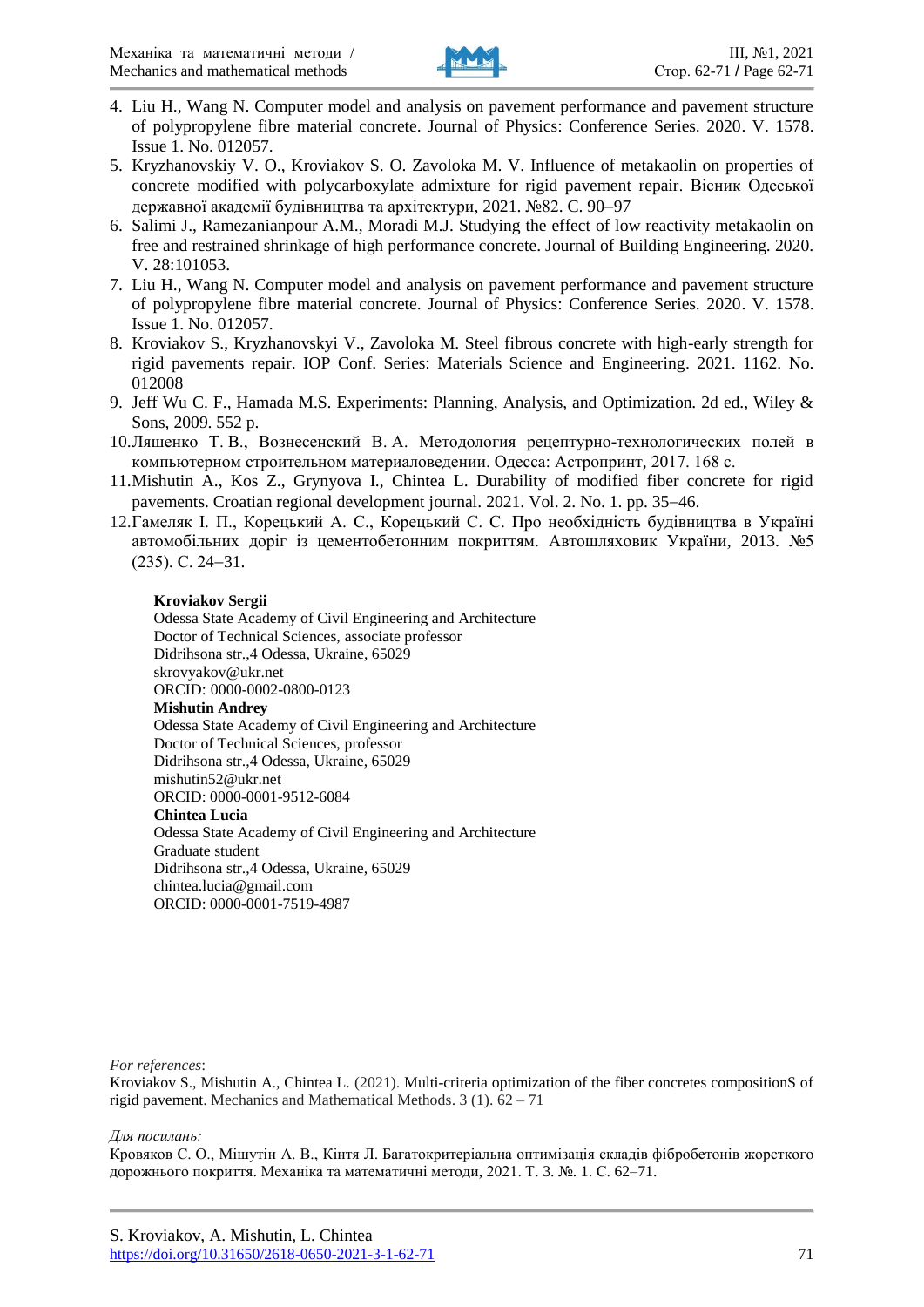4. Liu H., Wang N. Computer model and analysis on pavement performance and pavement structure of polypropylene fibre material concrete. Journal of Physics: Conference Series. 2020. V. 1578. Issue 1. No. 012057.
5. Kryzhanovskiy V. O., Kroviakov S. O. Zavoloka M. V. Influence of metakaolin on properties of concrete modified with polycarboxylate admixture for rigid pavement repair. Вісник Одеської державної академії будівництва та архітектури, 2021. №82. С. 90–97
6. Salimi J., Ramezanianpour A.M., Moradi M.J. Studying the effect of low reactivity metakaolin on free and restrained shrinkage of high performance concrete. Journal of Building Engineering. 2020. V. 28:101053.
7. Liu H., Wang N. Computer model and analysis on pavement performance and pavement structure of polypropylene fibre material concrete. Journal of Physics: Conference Series. 2020. V. 1578. Issue 1. No. 012057.
8. Kroviakov S., Kryzhanovskyi V., Zavoloka M. Steel fibrous concrete with high-early strength for rigid pavements repair. IOP Conf. Series: Materials Science and Engineering. 2021. 1162. No. 012008
9. Jeff Wu C. F., Hamada M.S. Experiments: Planning, Analysis, and Optimization. 2d ed., Wiley & Sons, 2009. 552 p.
10. Ляшенко Т. В., Вознесенский В. А. Методология рецептурно-технологических полей в компьютерном строительном материаловедении. Одесса: Астропринт, 2017. 168 с.
11. Mishutin A., Kos Z., Grynyova I., Chintea L. Durability of modified fiber concrete for rigid pavements. Croatian regional development journal. 2021. Vol. 2. No. 1. pp. 35–46.
12. Гамеляк І. П., Корецький А. С., Корецький С. С. Про необхідність будівництва в Україні автомобільних доріг із цементобетонним покриттям. Автошляховик України, 2013. №5 (235). С. 24–31.

**Kroviakov Sergii**
Odessa State Academy of Civil Engineering and Architecture
Doctor of Technical Sciences, associate professor
Didrihsona str.,4 Odessa, Ukraine, 65029
skrovyakov@ukr.net
ORCID: 0000-0002-0800-0123

**Mishutin Andrey**
Odessa State Academy of Civil Engineering and Architecture
Doctor of Technical Sciences, professor
Didrihsona str.,4 Odessa, Ukraine, 65029
mishutin52@ukr.net
ORCID: 0000-0001-9512-6084

**Chintea Lucia**
Odessa State Academy of Civil Engineering and Architecture
Graduate student
Didrihsona str.,4 Odessa, Ukraine, 65029
chintea.lucia@gmail.com
ORCID: 0000-0001-7519-4987

*For references*:
Kroviakov S., Mishutin A., Chintea L. (2021). Multi-criteria optimization of the fiber concretes compositionS of rigid pavement. Mechanics and Mathematical Methods. 3 (1). 62 – 71

*Для посилань:*
Кровяков С. О., Мішутін А. В., Кінтя Л. Багатокритеріальна оптимізація складів фібробетонів жорсткого дорожнього покриття. Механіка та математичні методи, 2021. Т. 3. №. 1. С. 62–71.

S. Kroviakov, A. Mishutin, L. Chintea
https://doi.org/10.31650/2618-0650-2021-3-1-62-71